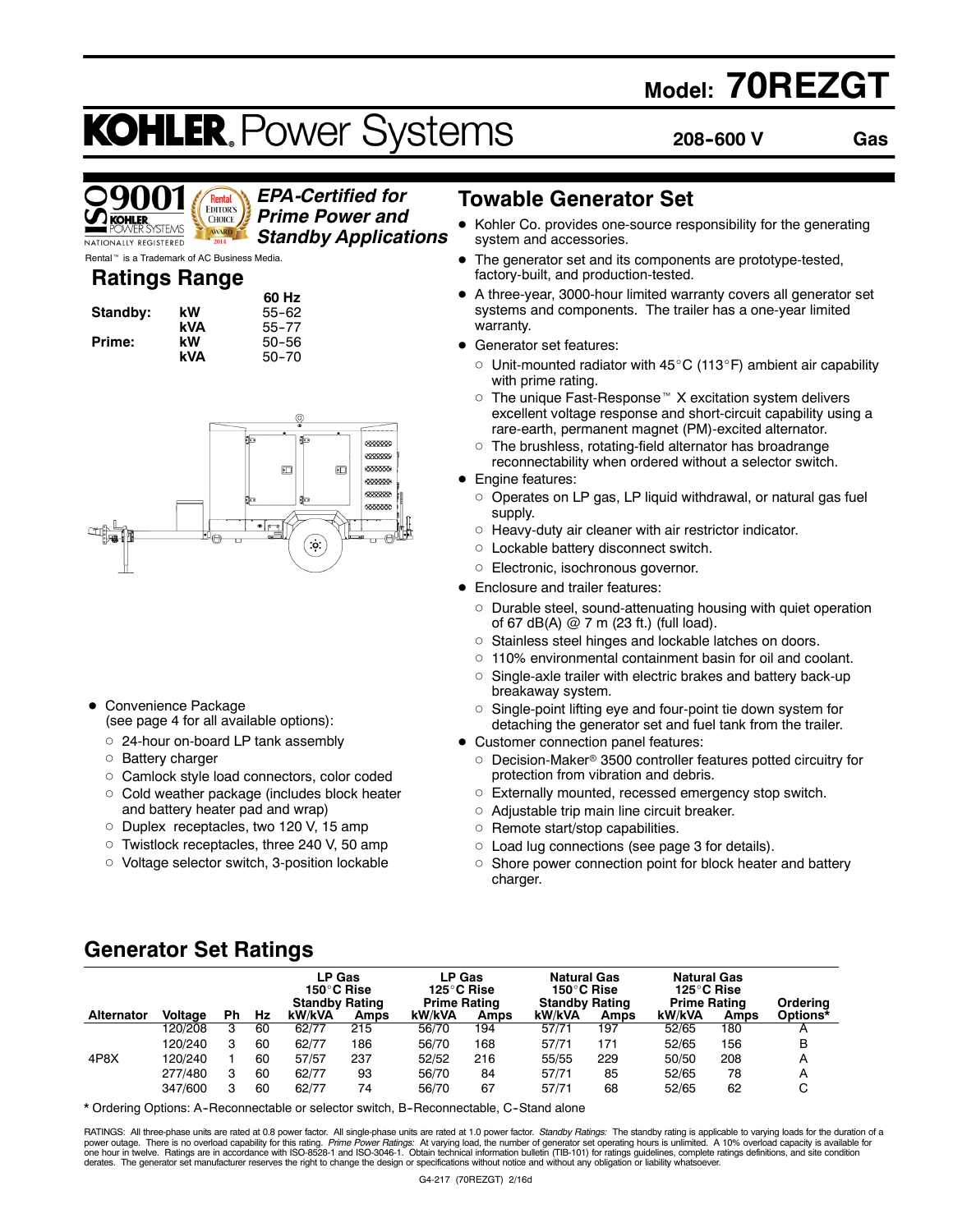# Model: 70REZGT

# KOHLER. Power Systems

**208-600 V** **Gas**

ISO 9001 KOHLER POWER SYSTEMS NATIONALLY REGISTERED

Rental EDITOR'S CHOICE AWARD 2014

Rental™ is a Trademark of AC Business Media.

***EPA-Certified for Prime Power and Standby Applications***

## Ratings Range

| | | 60 Hz |
|---|---|---|
| **Standby:** | **kW** | 55-62 |
| | **kVA** | 55-77 |
| **Prime:** | **kW** | 50-56 |
| | **kVA** | 50-70 |

- Convenience Package (see page 4 for all available options):
  - 24-hour on-board LP tank assembly
  - Battery charger
  - Camlock style load connectors, color coded
  - Cold weather package (includes block heater and battery heater pad and wrap)
  - Duplex receptacles, two 120 V, 15 amp
  - Twistlock receptacles, three 240 V, 50 amp
  - Voltage selector switch, 3-position lockable

## Towable Generator Set

- Kohler Co. provides one-source responsibility for the generating system and accessories.
- The generator set and its components are prototype-tested, factory-built, and production-tested.
- A three-year, 3000-hour limited warranty covers all generator set systems and components. The trailer has a one-year limited warranty.
- Generator set features:
  - Unit-mounted radiator with 45°C (113°F) ambient air capability with prime rating.
  - The unique Fast-Response™ X excitation system delivers excellent voltage response and short-circuit capability using a rare-earth, permanent magnet (PM)-excited alternator.
  - The brushless, rotating-field alternator has broadrange reconnectability when ordered without a selector switch.
- Engine features:
  - Operates on LP gas, LP liquid withdrawal, or natural gas fuel supply.
  - Heavy-duty air cleaner with air restrictor indicator.
  - Lockable battery disconnect switch.
  - Electronic, isochronous governor.
- Enclosure and trailer features:
  - Durable steel, sound-attenuating housing with quiet operation of 67 dB(A) @ 7 m (23 ft.) (full load).
  - Stainless steel hinges and lockable latches on doors.
  - 110% environmental containment basin for oil and coolant.
  - Single-axle trailer with electric brakes and battery back-up breakaway system.
  - Single-point lifting eye and four-point tie down system for detaching the generator set and fuel tank from the trailer.
- Customer connection panel features:
  - Decision-Maker® 3500 controller features potted circuitry for protection from vibration and debris.
  - Externally mounted, recessed emergency stop switch.
  - Adjustable trip main line circuit breaker.
  - Remote start/stop capabilities.
  - Load lug connections (see page 3 for details).
  - Shore power connection point for block heater and battery charger.

## Generator Set Ratings

| | | | | LP Gas 150°C Rise Standby Rating | | LP Gas 125°C Rise Prime Rating | | Natural Gas 150°C Rise Standby Rating | | Natural Gas 125°C Rise Prime Rating | | |
|---|---|---|---|---|---|---|---|---|---|---|---|---|
| **Alternator** | **Voltage** | **Ph** | **Hz** | **kW/kVA** | **Amps** | **kW/kVA** | **Amps** | **kW/kVA** | **Amps** | **kW/kVA** | **Amps** | **Ordering Options*** |
| 4P8X | 120/208 | 3 | 60 | 62/77 | 215 | 56/70 | 194 | 57/71 | 197 | 52/65 | 180 | A |
| | 120/240 | 3 | 60 | 62/77 | 186 | 56/70 | 168 | 57/71 | 171 | 52/65 | 156 | B |
| | 120/240 | 1 | 60 | 57/57 | 237 | 52/52 | 216 | 55/55 | 229 | 50/50 | 208 | A |
| | 277/480 | 3 | 60 | 62/77 | 93 | 56/70 | 84 | 57/71 | 85 | 52/65 | 78 | A |
| | 347/600 | 3 | 60 | 62/77 | 74 | 56/70 | 67 | 57/71 | 68 | 52/65 | 62 | C |

\* Ordering Options: A-Reconnectable or selector switch, B-Reconnectable, C-Stand alone

RATINGS: All three-phase units are rated at 0.8 power factor. All single-phase units are rated at 1.0 power factor. *Standby Ratings:* The standby rating is applicable to varying loads for the duration of a power outage. There is no overload capability for this rating. *Prime Power Ratings:* At varying load, the number of generator set operating hours is unlimited. A 10% overload capacity is available for one hour in twelve. Ratings are in accordance with ISO-8528-1 and ISO-3046-1. Obtain technical information bulletin (TIB-101) for ratings guidelines, complete ratings definitions, and site condition derates. The generator set manufacturer reserves the right to change the design or specifications without notice and without any obligation or liability whatsoever.

G4-217 (70REZGT) 2/16d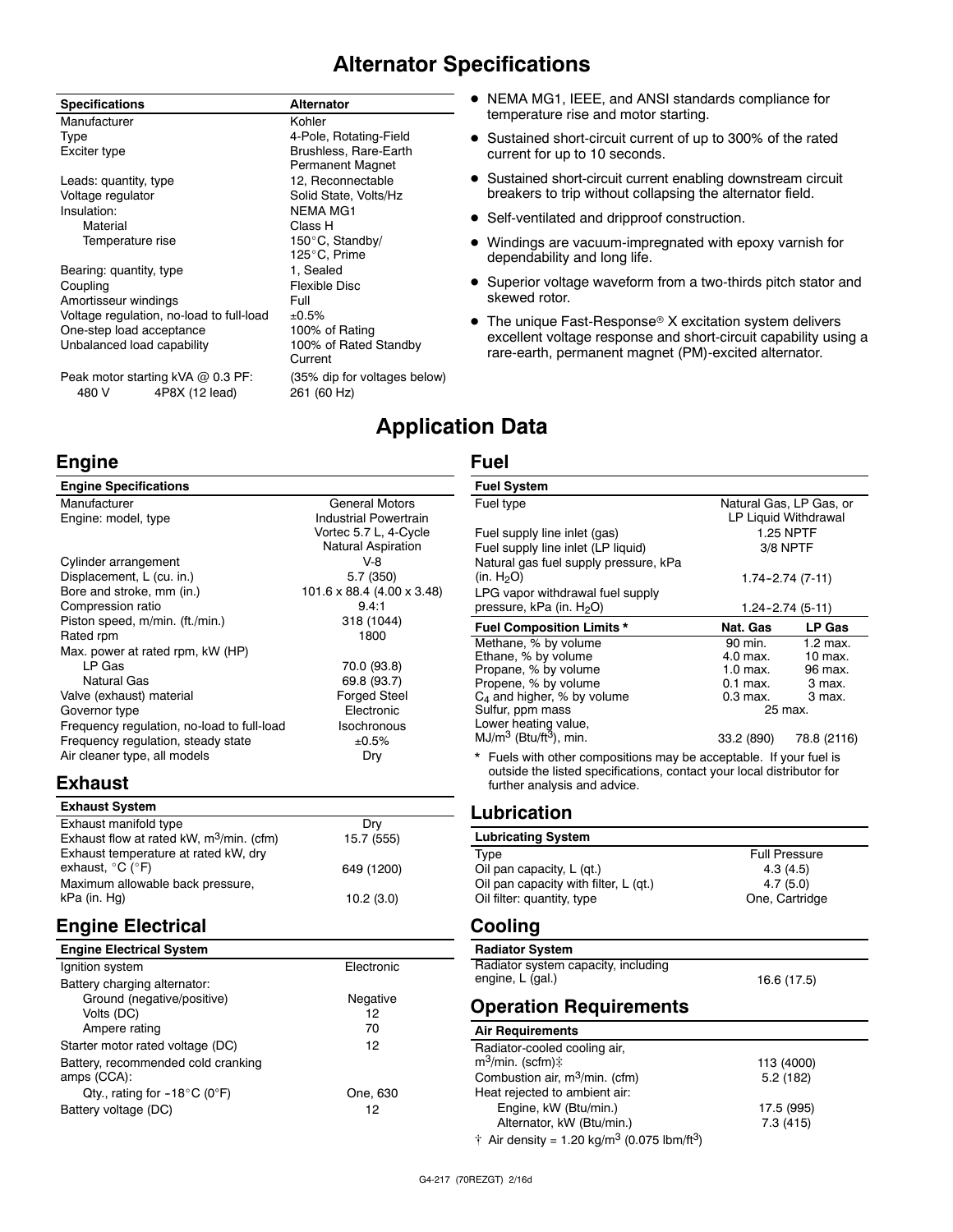# Alternator Specifications

| Specifications | Alternator |
|---|---|
| Manufacturer | Kohler |
| Type | 4-Pole, Rotating-Field |
| Exciter type | Brushless, Rare-Earth Permanent Magnet |
| Leads: quantity, type | 12, Reconnectable |
| Voltage regulator | Solid State, Volts/Hz |
| Insulation: | NEMA MG1 |
| Material | Class H |
| Temperature rise | 150°C, Standby/ 125°C, Prime |
| Bearing: quantity, type | 1, Sealed |
| Coupling | Flexible Disc |
| Amortisseur windings | Full |
| Voltage regulation, no-load to full-load | ±0.5% |
| One-step load acceptance | 100% of Rating |
| Unbalanced load capability | 100% of Rated Standby Current |
| Peak motor starting kVA @ 0.3 PF: | (35% dip for voltages below) |
| 480 V 4P8X (12 lead) | 261 (60 Hz) |

- NEMA MG1, IEEE, and ANSI standards compliance for temperature rise and motor starting.
- Sustained short-circuit current of up to 300% of the rated current for up to 10 seconds.
- Sustained short-circuit current enabling downstream circuit breakers to trip without collapsing the alternator field.
- Self-ventilated and dripproof construction.
- Windings are vacuum-impregnated with epoxy varnish for dependability and long life.
- Superior voltage waveform from a two-thirds pitch stator and skewed rotor.
- The unique Fast-Response® X excitation system delivers excellent voltage response and short-circuit capability using a rare-earth, permanent magnet (PM)-excited alternator.

# Application Data

## Engine

| Engine Specifications | |
|---|---|
| Manufacturer | General Motors |
| Engine: model, type | Industrial Powertrain Vortec 5.7 L, 4-Cycle Natural Aspiration |
| Cylinder arrangement | V-8 |
| Displacement, L (cu. in.) | 5.7 (350) |
| Bore and stroke, mm (in.) | 101.6 x 88.4 (4.00 x 3.48) |
| Compression ratio | 9.4:1 |
| Piston speed, m/min. (ft./min.) | 318 (1044) |
| Rated rpm | 1800 |
| Max. power at rated rpm, kW (HP) | |
| LP Gas | 70.0 (93.8) |
| Natural Gas | 69.8 (93.7) |
| Valve (exhaust) material | Forged Steel |
| Governor type | Electronic |
| Frequency regulation, no-load to full-load | Isochronous |
| Frequency regulation, steady state | ±0.5% |
| Air cleaner type, all models | Dry |

## Exhaust

| Exhaust System | |
|---|---|
| Exhaust manifold type | Dry |
| Exhaust flow at rated kW, $m^3$/min. (cfm) | 15.7 (555) |
| Exhaust temperature at rated kW, dry exhaust, °C (°F) | 649 (1200) |
| Maximum allowable back pressure, kPa (in. Hg) | 10.2 (3.0) |

## Engine Electrical

| Engine Electrical System | |
|---|---|
| Ignition system | Electronic |
| Battery charging alternator: | |
| Ground (negative/positive) | Negative |
| Volts (DC) | 12 |
| Ampere rating | 70 |
| Starter motor rated voltage (DC) | 12 |
| Battery, recommended cold cranking amps (CCA): | |
| Qty., rating for −18°C (0°F) | One, 630 |
| Battery voltage (DC) | 12 |

## Fuel

| Fuel System | | |
|---|---|---|
| Fuel type | Natural Gas, LP Gas, or LP Liquid Withdrawal | |
| Fuel supply line inlet (gas) | 1.25 NPTF | |
| Fuel supply line inlet (LP liquid) | 3/8 NPTF | |
| Natural gas fuel supply pressure, kPa (in. $H_2O$) | 1.74–2.74 (7-11) | |
| LPG vapor withdrawal fuel supply pressure, kPa (in. $H_2O$) | 1.24–2.74 (5-11) | |
| **Fuel Composition Limits *** | **Nat. Gas** | **LP Gas** |
| Methane, % by volume | 90 min. | 1.2 max. |
| Ethane, % by volume | 4.0 max. | 10 max. |
| Propane, % by volume | 1.0 max. | 96 max. |
| Propene, % by volume | 0.1 max. | 3 max. |
| $C_4$ and higher, % by volume | 0.3 max. | 3 max. |
| Sulfur, ppm mass | 25 max. | |
| Lower heating value, $MJ/m^3$ ($Btu/ft^3$), min. | 33.2 (890) | 78.8 (2116) |

\* Fuels with other compositions may be acceptable. If your fuel is outside the listed specifications, contact your local distributor for further analysis and advice.

## Lubrication

| Lubricating System | |
|---|---|
| Type | Full Pressure |
| Oil pan capacity, L (qt.) | 4.3 (4.5) |
| Oil pan capacity with filter, L (qt.) | 4.7 (5.0) |
| Oil filter: quantity, type | One, Cartridge |

## Cooling

| Radiator System | |
|---|---|
| Radiator system capacity, including engine, L (gal.) | 16.6 (17.5) |

## Operation Requirements

| Air Requirements | |
|---|---|
| Radiator-cooled cooling air, $m^3$/min. (scfm)‡ | 113 (4000) |
| Combustion air, $m^3$/min. (cfm) | 5.2 (182) |
| Heat rejected to ambient air: | |
| Engine, kW (Btu/min.) | 17.5 (995) |
| Alternator, kW (Btu/min.) | 7.3 (415) |

‡ Air density = 1.20 $kg/m^3$ (0.075 $lbm/ft^3$)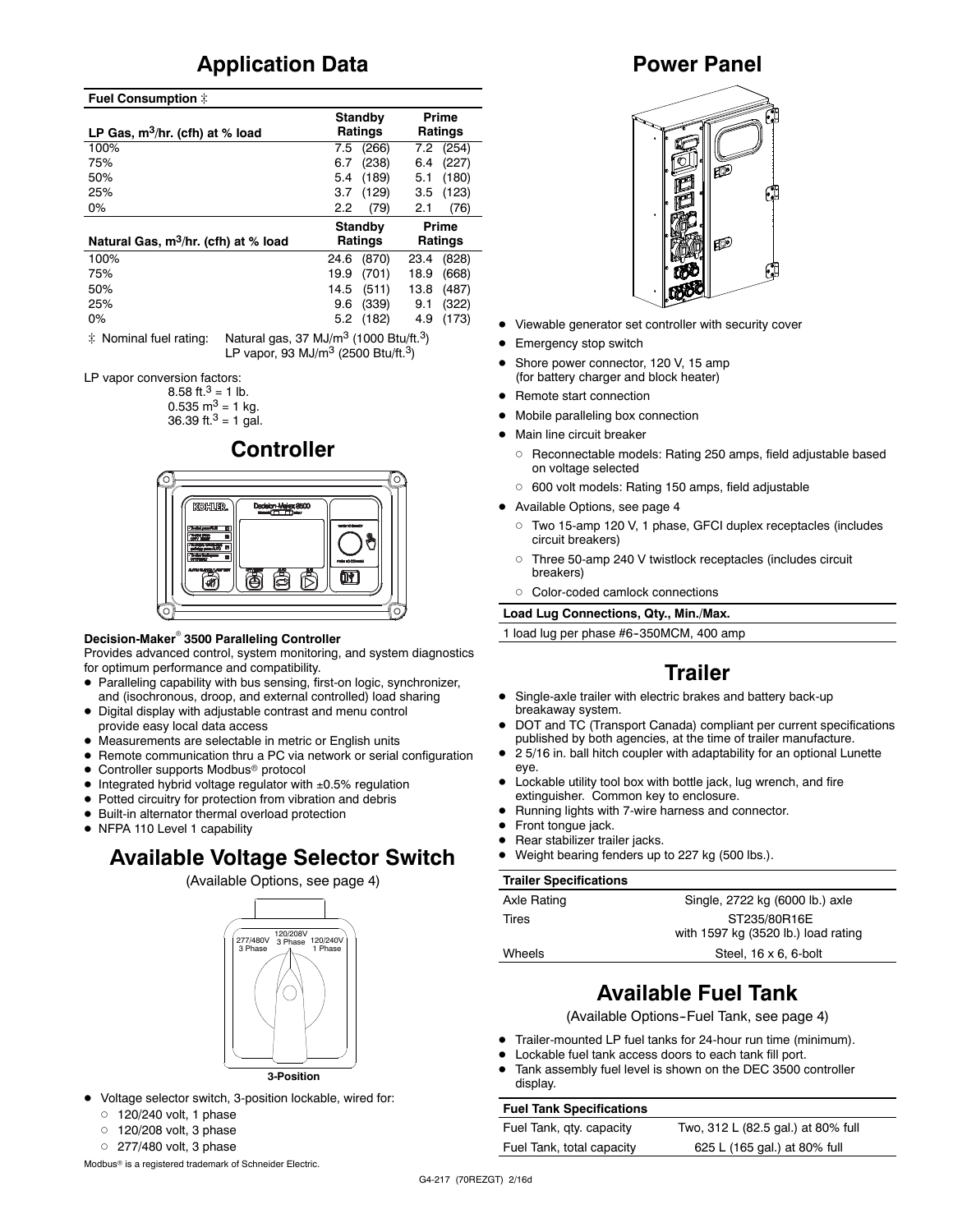## Application Data

| Fuel Consumption ‡ | | |
|---|---|---|
| **LP Gas, $m^3$/hr. (cfh) at % load** | **Standby Ratings** | **Prime Ratings** |
| 100% | 7.5 (266) | 7.2 (254) |
| 75% | 6.7 (238) | 6.4 (227) |
| 50% | 5.4 (189) | 5.1 (180) |
| 25% | 3.7 (129) | 3.5 (123) |
| 0% | 2.2 (79) | 2.1 (76) |
| **Natural Gas, $m^3$/hr. (cfh) at % load** | **Standby Ratings** | **Prime Ratings** |
| 100% | 24.6 (870) | 23.4 (828) |
| 75% | 19.9 (701) | 18.9 (668) |
| 50% | 14.5 (511) | 13.8 (487) |
| 25% | 9.6 (339) | 9.1 (322) |
| 0% | 5.2 (182) | 4.9 (173) |

‡ Nominal fuel rating: Natural gas, 37 MJ/$m^3$ (1000 Btu/$ft.^3$)
LP vapor, 93 MJ/$m^3$ (2500 Btu/$ft.^3$)

LP vapor conversion factors:
8.58 $ft.^3$ = 1 lb.
0.535 $m^3$ = 1 kg.
36.39 $ft.^3$ = 1 gal.

## Controller

**Decision-Maker® 3500 Paralleling Controller**

Provides advanced control, system monitoring, and system diagnostics for optimum performance and compatibility.

- Paralleling capability with bus sensing, first-on logic, synchronizer, and (isochronous, droop, and external controlled) load sharing
- Digital display with adjustable contrast and menu control provide easy local data access
- Measurements are selectable in metric or English units
- Remote communication thru a PC via network or serial configuration
- Controller supports Modbus® protocol
- Integrated hybrid voltage regulator with ±0.5% regulation
- Potted circuitry for protection from vibration and debris
- Built-in alternator thermal overload protection
- NFPA 110 Level 1 capability

## Available Voltage Selector Switch

(Available Options, see page 4)

3-Position

- Voltage selector switch, 3-position lockable, wired for:
  - 120/240 volt, 1 phase
  - 120/208 volt, 3 phase
  - 277/480 volt, 3 phase

Modbus® is a registered trademark of Schneider Electric.

## Power Panel

- Viewable generator set controller with security cover
- Emergency stop switch
- Shore power connector, 120 V, 15 amp (for battery charger and block heater)
- Remote start connection
- Mobile paralleling box connection
- Main line circuit breaker
  - Reconnectable models: Rating 250 amps, field adjustable based on voltage selected
  - 600 volt models: Rating 150 amps, field adjustable
- Available Options, see page 4
  - Two 15-amp 120 V, 1 phase, GFCI duplex receptacles (includes circuit breakers)
  - Three 50-amp 240 V twistlock receptacles (includes circuit breakers)
  - Color-coded camlock connections

| Load Lug Connections, Qty., Min./Max. |
|---|
| 1 load lug per phase #6-350MCM, 400 amp |

## Trailer

- Single-axle trailer with electric brakes and battery back-up breakaway system.
- DOT and TC (Transport Canada) compliant per current specifications published by both agencies, at the time of trailer manufacture.
- 2 5/16 in. ball hitch coupler with adaptability for an optional Lunette eye.
- Lockable utility tool box with bottle jack, lug wrench, and fire extinguisher. Common key to enclosure.
- Running lights with 7-wire harness and connector.
- Front tongue jack.
- Rear stabilizer trailer jacks.
- Weight bearing fenders up to 227 kg (500 lbs.).

| Trailer Specifications | |
|---|---|
| Axle Rating | Single, 2722 kg (6000 lb.) axle |
| Tires | ST235/80R16E with 1597 kg (3520 lb.) load rating |
| Wheels | Steel, 16 x 6, 6-bolt |

## Available Fuel Tank

(Available Options-Fuel Tank, see page 4)

- Trailer-mounted LP fuel tanks for 24-hour run time (minimum).
- Lockable fuel tank access doors to each tank fill port.
- Tank assembly fuel level is shown on the DEC 3500 controller display.

| Fuel Tank Specifications | |
|---|---|
| Fuel Tank, qty. capacity | Two, 312 L (82.5 gal.) at 80% full |
| Fuel Tank, total capacity | 625 L (165 gal.) at 80% full |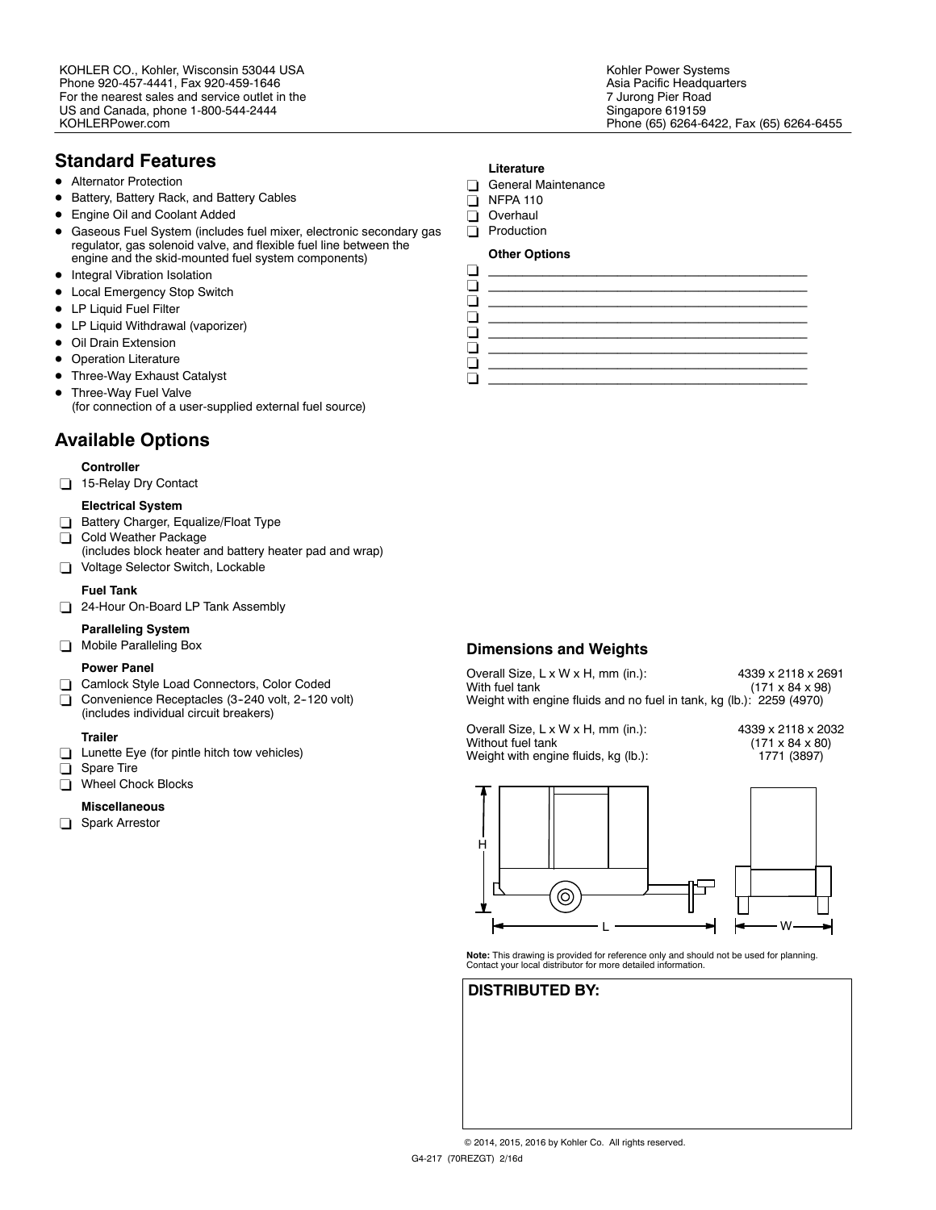KOHLER CO., Kohler, Wisconsin 53044 USA
Phone 920-457-4441, Fax 920-459-1646
For the nearest sales and service outlet in the US and Canada, phone 1-800-544-2444
KOHLERPower.com

Kohler Power Systems
Asia Pacific Headquarters
7 Jurong Pier Road
Singapore 619159
Phone (65) 6264-6422, Fax (65) 6264-6455

## Standard Features

- Alternator Protection
- Battery, Battery Rack, and Battery Cables
- Engine Oil and Coolant Added
- Gaseous Fuel System (includes fuel mixer, electronic secondary gas regulator, gas solenoid valve, and flexible fuel line between the engine and the skid-mounted fuel system components)
- Integral Vibration Isolation
- Local Emergency Stop Switch
- LP Liquid Fuel Filter
- LP Liquid Withdrawal (vaporizer)
- Oil Drain Extension
- Operation Literature
- Three-Way Exhaust Catalyst
- Three-Way Fuel Valve (for connection of a user-supplied external fuel source)

## Available Options

**Controller**

- ❑ 15-Relay Dry Contact

**Electrical System**

- ❑ Battery Charger, Equalize/Float Type
- ❑ Cold Weather Package (includes block heater and battery heater pad and wrap)
- ❑ Voltage Selector Switch, Lockable

**Fuel Tank**

- ❑ 24-Hour On-Board LP Tank Assembly

**Paralleling System**

- ❑ Mobile Paralleling Box

**Power Panel**

- ❑ Camlock Style Load Connectors, Color Coded
- ❑ Convenience Receptacles (3-240 volt, 2-120 volt) (includes individual circuit breakers)

**Trailer**

- ❑ Lunette Eye (for pintle hitch tow vehicles)
- ❑ Spare Tire
- ❑ Wheel Chock Blocks

**Miscellaneous**

- ❑ Spark Arrestor

**Literature**

- ❑ General Maintenance
- ❑ NFPA 110
- ❑ Overhaul
- ❑ Production

**Other Options**

- ❑ ________________________________
- ❑ ________________________________
- ❑ ________________________________
- ❑ ________________________________
- ❑ ________________________________
- ❑ ________________________________
- ❑ ________________________________
- ❑ ________________________________

## Dimensions and Weights

Overall Size, L x W x H, mm (in.): 4339 x 2118 x 2691
With fuel tank (171 x 84 x 98)
Weight with engine fluids and no fuel in tank, kg (lb.): 2259 (4970)

Overall Size, L x W x H, mm (in.): 4339 x 2118 x 2032
Without fuel tank (171 x 84 x 80)
Weight with engine fluids, kg (lb.): 1771 (3897)

H
L
W

**Note:** This drawing is provided for reference only and should not be used for planning. Contact your local distributor for more detailed information.

**DISTRIBUTED BY:**

© 2014, 2015, 2016 by Kohler Co. All rights reserved.

G4-217 (70REZGT) 2/16d